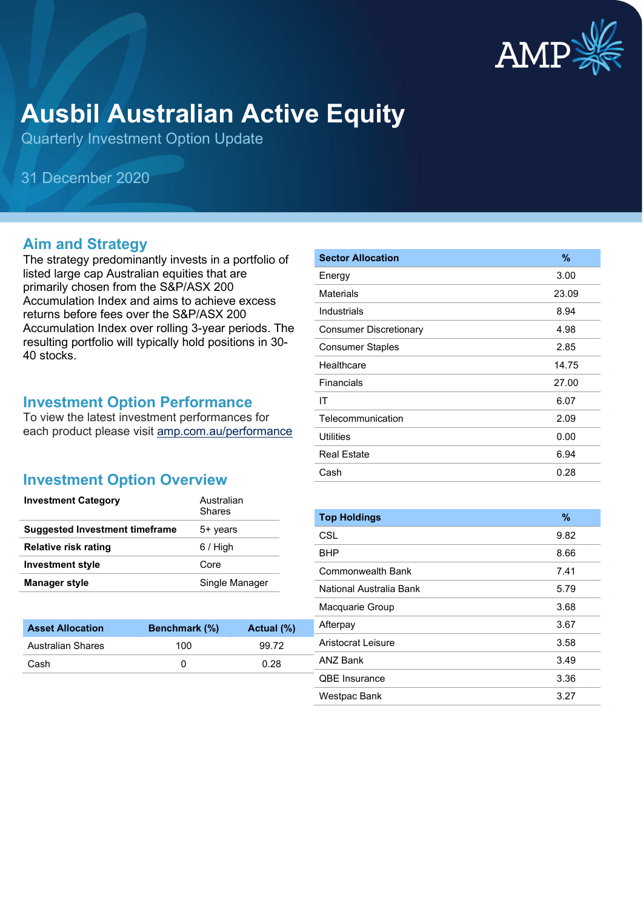# Ausbil Australian Active Equity

Quarterly Investment Option Update

31 December 2020

## Aim and Strategy

The strategy predominantly invests in a portfolio of listed large cap Australian equities that are primarily chosen from the S&P/ASX 200 Accumulation Index and aims to achieve excess returns before fees over the S&P/ASX 200 Accumulation Index over rolling 3-year periods. The resulting portfolio will typically hold positions in 30-40 stocks.

## Investment Option Performance

To view the latest investment performances for each product please visit amp.com.au/performance

## Investment Option Overview

| Investment Category | Australian Shares |
|---|---|
| Suggested Investment timeframe | 5+ years |
| Relative risk rating | 6 / High |
| Investment style | Core |
| Manager style | Single Manager |

| Asset Allocation | Benchmark (%) | Actual (%) |
|---|---|---|
| Australian Shares | 100 | 99.72 |
| Cash | 0 | 0.28 |

| Sector Allocation | % |
|---|---|
| Energy | 3.00 |
| Materials | 23.09 |
| Industrials | 8.94 |
| Consumer Discretionary | 4.98 |
| Consumer Staples | 2.85 |
| Healthcare | 14.75 |
| Financials | 27.00 |
| IT | 6.07 |
| Telecommunication | 2.09 |
| Utilities | 0.00 |
| Real Estate | 6.94 |
| Cash | 0.28 |

| Top Holdings | % |
|---|---|
| CSL | 9.82 |
| BHP | 8.66 |
| Commonwealth Bank | 7.41 |
| National Australia Bank | 5.79 |
| Macquarie Group | 3.68 |
| Afterpay | 3.67 |
| Aristocrat Leisure | 3.58 |
| ANZ Bank | 3.49 |
| QBE Insurance | 3.36 |
| Westpac Bank | 3.27 |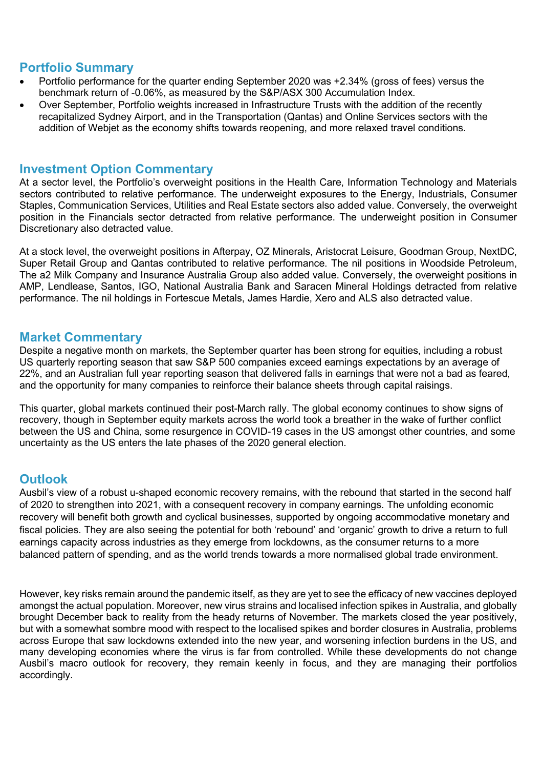## Portfolio Summary

- Portfolio performance for the quarter ending September 2020 was +2.34% (gross of fees) versus the benchmark return of -0.06%, as measured by the S&P/ASX 300 Accumulation Index.
- Over September, Portfolio weights increased in Infrastructure Trusts with the addition of the recently recapitalized Sydney Airport, and in the Transportation (Qantas) and Online Services sectors with the addition of Webjet as the economy shifts towards reopening, and more relaxed travel conditions.

## Investment Option Commentary

At a sector level, the Portfolio's overweight positions in the Health Care, Information Technology and Materials sectors contributed to relative performance. The underweight exposures to the Energy, Industrials, Consumer Staples, Communication Services, Utilities and Real Estate sectors also added value. Conversely, the overweight position in the Financials sector detracted from relative performance. The underweight position in Consumer Discretionary also detracted value.

At a stock level, the overweight positions in Afterpay, OZ Minerals, Aristocrat Leisure, Goodman Group, NextDC, Super Retail Group and Qantas contributed to relative performance. The nil positions in Woodside Petroleum, The a2 Milk Company and Insurance Australia Group also added value. Conversely, the overweight positions in AMP, Lendlease, Santos, IGO, National Australia Bank and Saracen Mineral Holdings detracted from relative performance. The nil holdings in Fortescue Metals, James Hardie, Xero and ALS also detracted value.

## Market Commentary

Despite a negative month on markets, the September quarter has been strong for equities, including a robust US quarterly reporting season that saw S&P 500 companies exceed earnings expectations by an average of 22%, and an Australian full year reporting season that delivered falls in earnings that were not a bad as feared, and the opportunity for many companies to reinforce their balance sheets through capital raisings.

This quarter, global markets continued their post-March rally. The global economy continues to show signs of recovery, though in September equity markets across the world took a breather in the wake of further conflict between the US and China, some resurgence in COVID-19 cases in the US amongst other countries, and some uncertainty as the US enters the late phases of the 2020 general election.

## Outlook

Ausbil's view of a robust u-shaped economic recovery remains, with the rebound that started in the second half of 2020 to strengthen into 2021, with a consequent recovery in company earnings. The unfolding economic recovery will benefit both growth and cyclical businesses, supported by ongoing accommodative monetary and fiscal policies. They are also seeing the potential for both 'rebound' and 'organic' growth to drive a return to full earnings capacity across industries as they emerge from lockdowns, as the consumer returns to a more balanced pattern of spending, and as the world trends towards a more normalised global trade environment.

However, key risks remain around the pandemic itself, as they are yet to see the efficacy of new vaccines deployed amongst the actual population. Moreover, new virus strains and localised infection spikes in Australia, and globally brought December back to reality from the heady returns of November. The markets closed the year positively, but with a somewhat sombre mood with respect to the localised spikes and border closures in Australia, problems across Europe that saw lockdowns extended into the new year, and worsening infection burdens in the US, and many developing economies where the virus is far from controlled. While these developments do not change Ausbil's macro outlook for recovery, they remain keenly in focus, and they are managing their portfolios accordingly.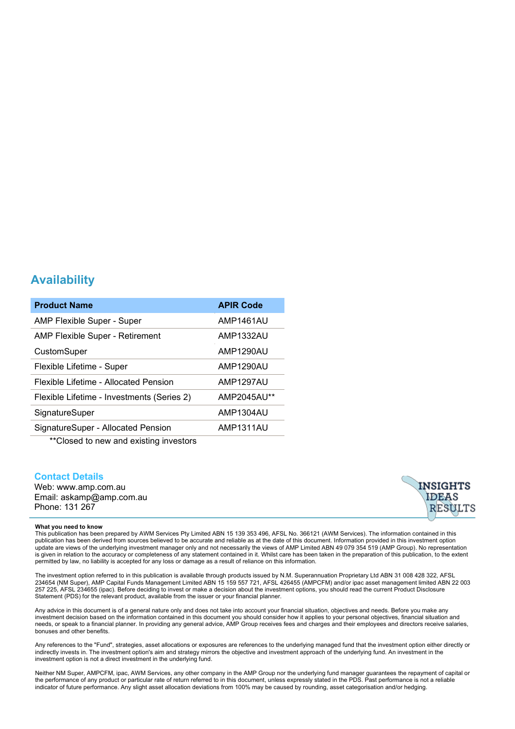## Availability

| Product Name | APIR Code |
| --- | --- |
| AMP Flexible Super - Super | AMP1461AU |
| AMP Flexible Super - Retirement | AMP1332AU |
| CustomSuper | AMP1290AU |
| Flexible Lifetime - Super | AMP1290AU |
| Flexible Lifetime - Allocated Pension | AMP1297AU |
| Flexible Lifetime - Investments (Series 2) | AMP2045AU** |
| SignatureSuper | AMP1304AU |
| SignatureSuper - Allocated Pension | AMP1311AU |

**Closed to new and existing investors

### Contact Details

Web: www.amp.com.au
Email: askamp@amp.com.au
Phone: 131 267

INSIGHTS IDEAS RESULTS

**What you need to know**
This publication has been prepared by AWM Services Pty Limited ABN 15 139 353 496, AFSL No. 366121 (AWM Services). The information contained in this publication has been derived from sources believed to be accurate and reliable as at the date of this document. Information provided in this investment option update are views of the underlying investment manager only and not necessarily the views of AMP Limited ABN 49 079 354 519 (AMP Group). No representation is given in relation to the accuracy or completeness of any statement contained in it. Whilst care has been taken in the preparation of this publication, to the extent permitted by law, no liability is accepted for any loss or damage as a result of reliance on this information.

The investment option referred to in this publication is available through products issued by N.M. Superannuation Proprietary Ltd ABN 31 008 428 322, AFSL 234654 (NM Super), AMP Capital Funds Management Limited ABN 15 159 557 721, AFSL 426455 (AMPCFM) and/or ipac asset management limited ABN 22 003 257 225, AFSL 234655 (ipac). Before deciding to invest or make a decision about the investment options, you should read the current Product Disclosure Statement (PDS) for the relevant product, available from the issuer or your financial planner.

Any advice in this document is of a general nature only and does not take into account your financial situation, objectives and needs. Before you make any investment decision based on the information contained in this document you should consider how it applies to your personal objectives, financial situation and needs, or speak to a financial planner. In providing any general advice, AMP Group receives fees and charges and their employees and directors receive salaries, bonuses and other benefits.

Any references to the "Fund", strategies, asset allocations or exposures are references to the underlying managed fund that the investment option either directly or indirectly invests in. The investment option's aim and strategy mirrors the objective and investment approach of the underlying fund. An investment in the investment option is not a direct investment in the underlying fund.

Neither NM Super, AMPCFM, ipac, AWM Services, any other company in the AMP Group nor the underlying fund manager guarantees the repayment of capital or the performance of any product or particular rate of return referred to in this document, unless expressly stated in the PDS. Past performance is not a reliable indicator of future performance. Any slight asset allocation deviations from 100% may be caused by rounding, asset categorisation and/or hedging.